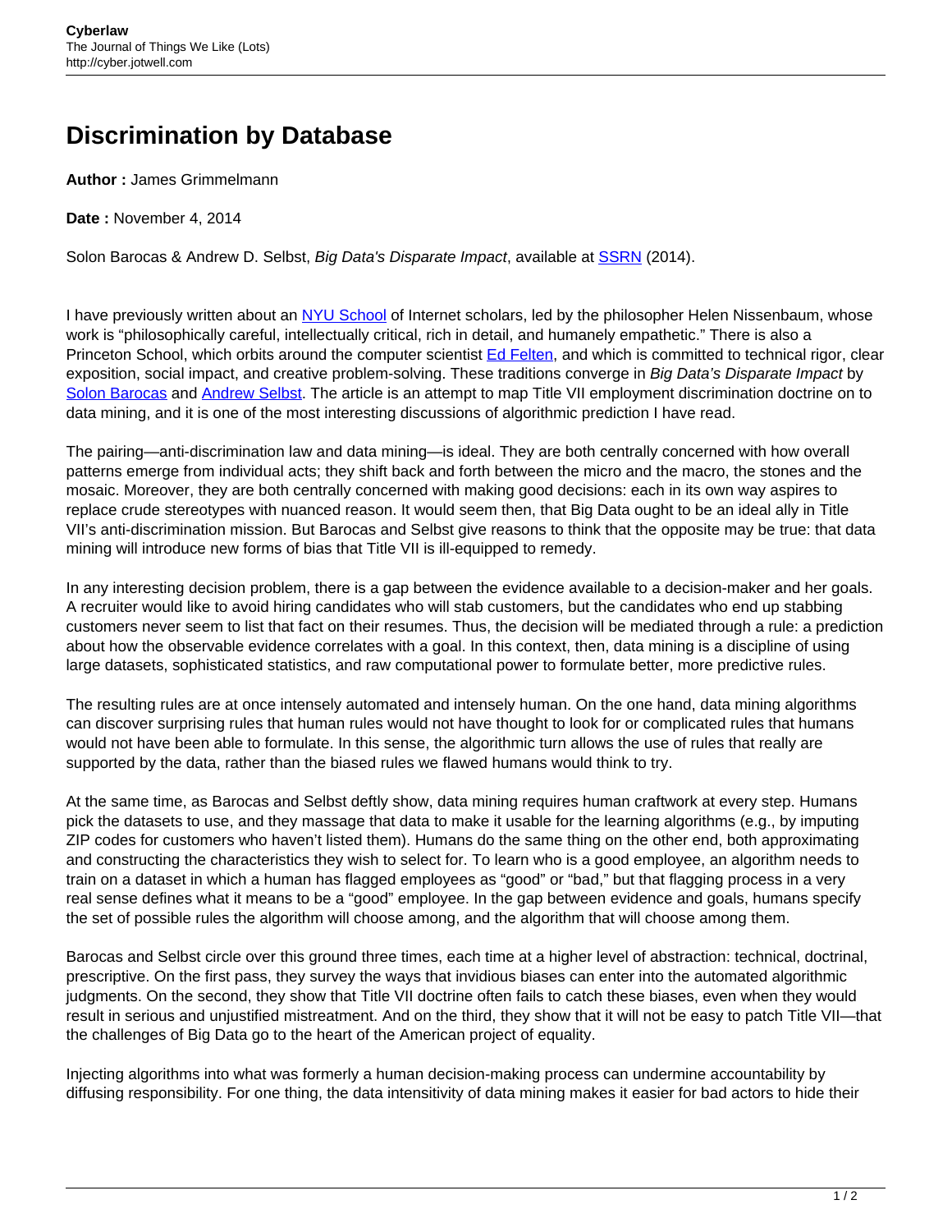# Discrimination by Database

**Author :** James Grimmelmann

**Date :** November 4, 2014

Solon Barocas & Andrew D. Selbst, *Big Data's Disparate Impact*, available at SSRN (2014).

I have previously written about an NYU School of Internet scholars, led by the philosopher Helen Nissenbaum, whose work is "philosophically careful, intellectually critical, rich in detail, and humanely empathetic." There is also a Princeton School, which orbits around the computer scientist Ed Felten, and which is committed to technical rigor, clear exposition, social impact, and creative problem-solving. These traditions converge in *Big Data's Disparate Impact* by Solon Barocas and Andrew Selbst. The article is an attempt to map Title VII employment discrimination doctrine on to data mining, and it is one of the most interesting discussions of algorithmic prediction I have read.

The pairing—anti-discrimination law and data mining—is ideal. They are both centrally concerned with how overall patterns emerge from individual acts; they shift back and forth between the micro and the macro, the stones and the mosaic. Moreover, they are both centrally concerned with making good decisions: each in its own way aspires to replace crude stereotypes with nuanced reason. It would seem then, that Big Data ought to be an ideal ally in Title VII's anti-discrimination mission. But Barocas and Selbst give reasons to think that the opposite may be true: that data mining will introduce new forms of bias that Title VII is ill-equipped to remedy.

In any interesting decision problem, there is a gap between the evidence available to a decision-maker and her goals. A recruiter would like to avoid hiring candidates who will stab customers, but the candidates who end up stabbing customers never seem to list that fact on their resumes. Thus, the decision will be mediated through a rule: a prediction about how the observable evidence correlates with a goal. In this context, then, data mining is a discipline of using large datasets, sophisticated statistics, and raw computational power to formulate better, more predictive rules.

The resulting rules are at once intensely automated and intensely human. On the one hand, data mining algorithms can discover surprising rules that human rules would not have thought to look for or complicated rules that humans would not have been able to formulate. In this sense, the algorithmic turn allows the use of rules that really are supported by the data, rather than the biased rules we flawed humans would think to try.

At the same time, as Barocas and Selbst deftly show, data mining requires human craftwork at every step. Humans pick the datasets to use, and they massage that data to make it usable for the learning algorithms (e.g., by imputing ZIP codes for customers who haven't listed them). Humans do the same thing on the other end, both approximating and constructing the characteristics they wish to select for. To learn who is a good employee, an algorithm needs to train on a dataset in which a human has flagged employees as "good" or "bad," but that flagging process in a very real sense defines what it means to be a "good" employee. In the gap between evidence and goals, humans specify the set of possible rules the algorithm will choose among, and the algorithm that will choose among them.

Barocas and Selbst circle over this ground three times, each time at a higher level of abstraction: technical, doctrinal, prescriptive. On the first pass, they survey the ways that invidious biases can enter into the automated algorithmic judgments. On the second, they show that Title VII doctrine often fails to catch these biases, even when they would result in serious and unjustified mistreatment. And on the third, they show that it will not be easy to patch Title VII—that the challenges of Big Data go to the heart of the American project of equality.

Injecting algorithms into what was formerly a human decision-making process can undermine accountability by diffusing responsibility. For one thing, the data intensitivity of data mining makes it easier for bad actors to hide their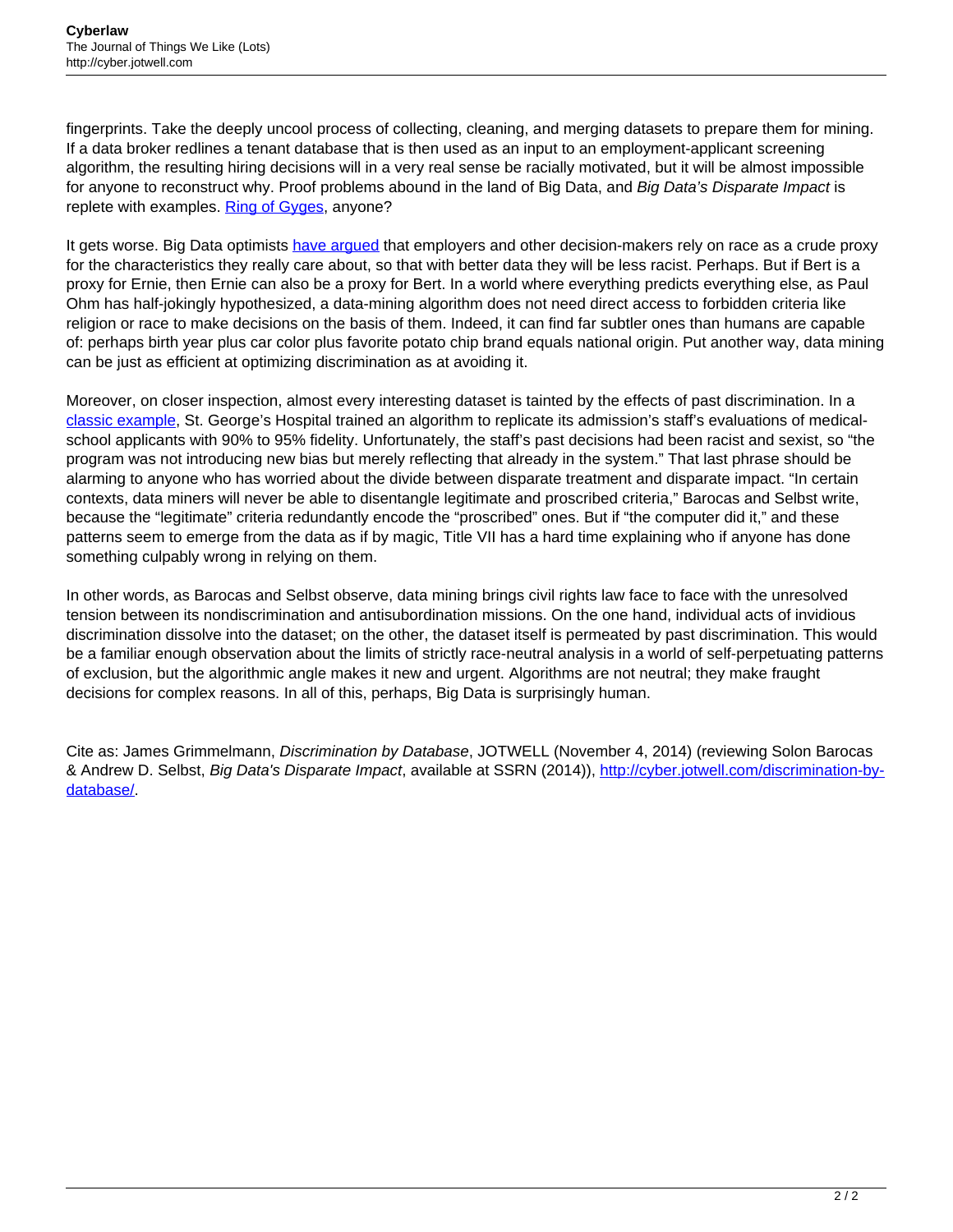fingerprints. Take the deeply uncool process of collecting, cleaning, and merging datasets to prepare them for mining. If a data broker redlines a tenant database that is then used as an input to an employment-applicant screening algorithm, the resulting hiring decisions will in a very real sense be racially motivated, but it will be almost impossible for anyone to reconstruct why. Proof problems abound in the land of Big Data, and *Big Data's Disparate Impact* is replete with examples. [Ring of Gyges](), anyone?

It gets worse. Big Data optimists [have argued]() that employers and other decision-makers rely on race as a crude proxy for the characteristics they really care about, so that with better data they will be less racist. Perhaps. But if Bert is a proxy for Ernie, then Ernie can also be a proxy for Bert. In a world where everything predicts everything else, as Paul Ohm has half-jokingly hypothesized, a data-mining algorithm does not need direct access to forbidden criteria like religion or race to make decisions on the basis of them. Indeed, it can find far subtler ones than humans are capable of: perhaps birth year plus car color plus favorite potato chip brand equals national origin. Put another way, data mining can be just as efficient at optimizing discrimination as at avoiding it.

Moreover, on closer inspection, almost every interesting dataset is tainted by the effects of past discrimination. In a [classic example](), St. George's Hospital trained an algorithm to replicate its admission's staff's evaluations of medical-school applicants with 90% to 95% fidelity. Unfortunately, the staff's past decisions had been racist and sexist, so "the program was not introducing new bias but merely reflecting that already in the system." That last phrase should be alarming to anyone who has worried about the divide between disparate treatment and disparate impact. "In certain contexts, data miners will never be able to disentangle legitimate and proscribed criteria," Barocas and Selbst write, because the "legitimate" criteria redundantly encode the "proscribed" ones. But if "the computer did it," and these patterns seem to emerge from the data as if by magic, Title VII has a hard time explaining who if anyone has done something culpably wrong in relying on them.

In other words, as Barocas and Selbst observe, data mining brings civil rights law face to face with the unresolved tension between its nondiscrimination and antisubordination missions. On the one hand, individual acts of invidious discrimination dissolve into the dataset; on the other, the dataset itself is permeated by past discrimination. This would be a familiar enough observation about the limits of strictly race-neutral analysis in a world of self-perpetuating patterns of exclusion, but the algorithmic angle makes it new and urgent. Algorithms are not neutral; they make fraught decisions for complex reasons. In all of this, perhaps, Big Data is surprisingly human.

Cite as: James Grimmelmann, *Discrimination by Database*, JOTWELL (November 4, 2014) (reviewing Solon Barocas & Andrew D. Selbst, *Big Data's Disparate Impact*, available at SSRN (2014)), [http://cyber.jotwell.com/discrimination-by-database/](http://cyber.jotwell.com/discrimination-by-database/).